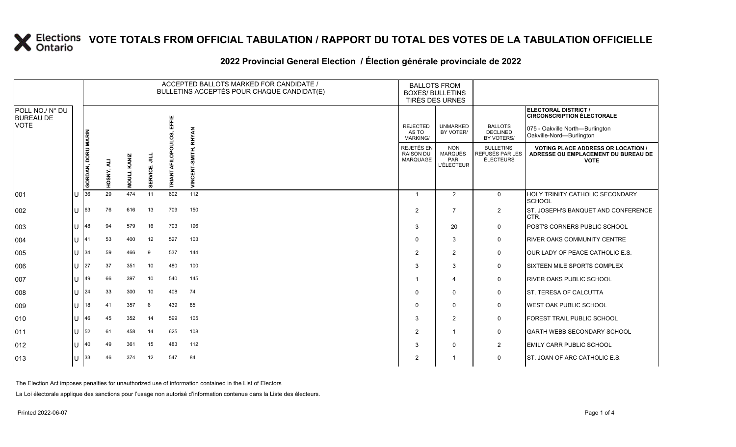# VOTE TOTALS FROM OFFICIAL TABULATION / RAPPORT DU TOTAL DES VOTES DE LA TABULATION OFFICIELLE

## 2022 Provincial General Election / Élection générale provinciale de 2022

| POLL NO./ N° DU BUREAU DE VOTE | | ACCEPTED BALLOTS MARKED FOR CANDIDATE / BULLETINS ACCEPTÉS POUR CHAQUE CANDIDAT(E) | | | | | | BALLOTS FROM BOXES/ BULLETINS TIRÉS DES URNES | | | ELECTORAL DISTRICT / CIRCONSCRIPTION ÉLECTORALE 075 - Oakville North—Burlington Oakville-Nord—Burlington |
|---|---|---|---|---|---|---|---|---|---|---|---|
| | | GORDAN, DORU MARIN | HOSNY, ALI | MOULI, KANIZ | SERVICE, JILL | TRIANTAFILOPOULOS, EFFIE | VINCENT-SMITH, RHYAN | REJECTED AS TO MARKING/ REJETÉS EN RAISON DU MARQUAGE | UNMARKED BY VOTER/ NON MARQUÉS PAR L'ÉLECTEUR | BALLOTS DECLINED BY VOTERS/ BULLETINS REFUSÉS PAR LES ÉLECTEURS | VOTING PLACE ADDRESS OR LOCATION / ADRESSE OU EMPLACEMENT DU BUREAU DE VOTE |
| 001 | U | 36 | 29 | 474 | 11 | 602 | 112 | 1 | 2 | 0 | HOLY TRINITY CATHOLIC SECONDARY SCHOOL |
| 002 | U | 63 | 76 | 616 | 13 | 709 | 150 | 2 | 7 | 2 | ST. JOSEPH'S BANQUET AND CONFERENCE CTR. |
| 003 | U | 48 | 94 | 579 | 16 | 703 | 196 | 3 | 20 | 0 | POST'S CORNERS PUBLIC SCHOOL |
| 004 | U | 41 | 53 | 400 | 12 | 527 | 103 | 0 | 3 | 0 | RIVER OAKS COMMUNITY CENTRE |
| 005 | U | 34 | 59 | 466 | 9 | 537 | 144 | 2 | 2 | 0 | OUR LADY OF PEACE CATHOLIC E.S. |
| 006 | U | 27 | 37 | 351 | 10 | 480 | 100 | 3 | 3 | 0 | SIXTEEN MILE SPORTS COMPLEX |
| 007 | U | 49 | 66 | 397 | 10 | 540 | 145 | 1 | 4 | 0 | RIVER OAKS PUBLIC SCHOOL |
| 008 | U | 24 | 33 | 300 | 10 | 408 | 74 | 0 | 0 | 0 | ST. TERESA OF CALCUTTA |
| 009 | U | 18 | 41 | 357 | 6 | 439 | 85 | 0 | 0 | 0 | WEST OAK PUBLIC SCHOOL |
| 010 | U | 46 | 45 | 352 | 14 | 599 | 105 | 3 | 2 | 0 | FOREST TRAIL PUBLIC SCHOOL |
| 011 | U | 52 | 61 | 458 | 14 | 625 | 108 | 2 | 1 | 0 | GARTH WEBB SECONDARY SCHOOL |
| 012 | U | 40 | 49 | 361 | 15 | 483 | 112 | 3 | 0 | 2 | EMILY CARR PUBLIC SCHOOL |
| 013 | U | 33 | 46 | 374 | 12 | 547 | 84 | 2 | 1 | 0 | ST. JOAN OF ARC CATHOLIC E.S. |

The Election Act imposes penalties for unauthorized use of information contained in the List of Electors

La Loi électorale applique des sanctions pour l'usage non autorisé d'information contenue dans la Liste des électeurs.

Printed 2022-06-07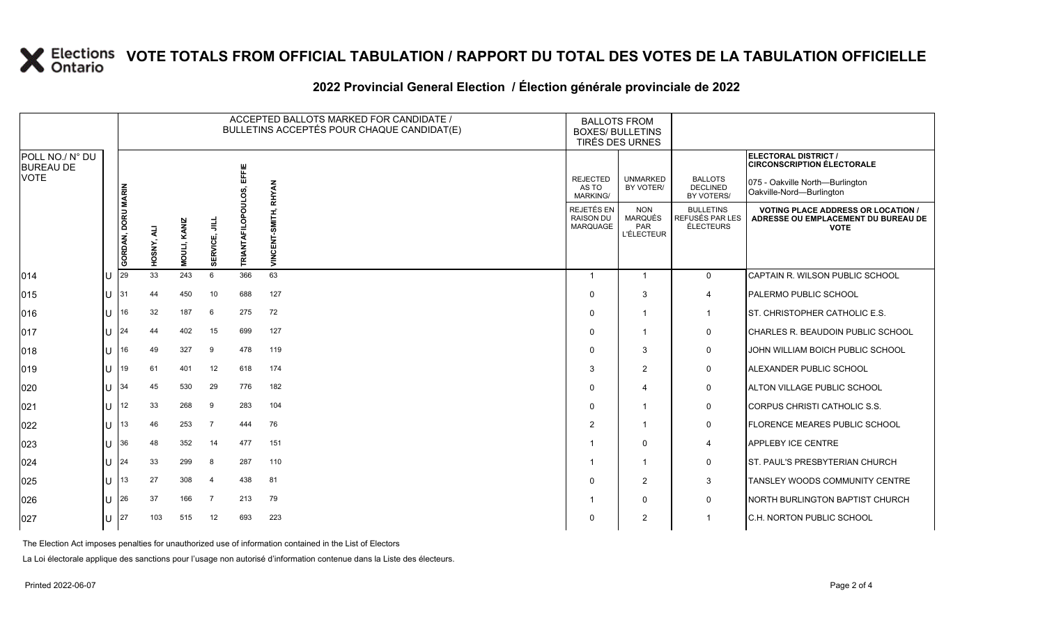# VOTE TOTALS FROM OFFICIAL TABULATION / RAPPORT DU TOTAL DES VOTES DE LA TABULATION OFFICIELLE

## 2022 Provincial General Election / Élection générale provinciale de 2022

| POLL NO./ N° DU BUREAU DE VOTE | | ACCEPTED BALLOTS MARKED FOR CANDIDATE / BULLETINS ACCEPTÉS POUR CHAQUE CANDIDAT(E) | | | | | | BALLOTS FROM BOXES/ BULLETINS TIRÉS DES URNES | | | ELECTORAL DISTRICT / CIRCONSCRIPTION ÉLECTORALE 075 - Oakville North—Burlington Oakville-Nord—Burlington |
|---|---|---|---|---|---|---|---|---|---|---|---|
| | | GORDAN, DORU MARIN | HOSNY, ALI | MOULI, KANIZ | SERVICE, JILL | TRIANTAFILOPOULOS, EFFIE | VINCENT-SMITH, RHYAN | REJECTED AS TO MARKING/ REJETÉS EN RAISON DU MARQUAGE | UNMARKED BY VOTER/ NON MARQUÉS PAR L'ÉLECTEUR | BALLOTS DECLINED BY VOTERS/ BULLETINS REFUSÉS PAR LES ÉLECTEURS | VOTING PLACE ADDRESS OR LOCATION / ADRESSE OU EMPLACEMENT DU BUREAU DE VOTE |
| 014 | U | 29 | 33 | 243 | 6 | 366 | 63 | 1 | 1 | 0 | CAPTAIN R. WILSON PUBLIC SCHOOL |
| 015 | U | 31 | 44 | 450 | 10 | 688 | 127 | 0 | 3 | 4 | PALERMO PUBLIC SCHOOL |
| 016 | U | 16 | 32 | 187 | 6 | 275 | 72 | 0 | 1 | 1 | ST. CHRISTOPHER CATHOLIC E.S. |
| 017 | U | 24 | 44 | 402 | 15 | 699 | 127 | 0 | 1 | 0 | CHARLES R. BEAUDOIN PUBLIC SCHOOL |
| 018 | U | 16 | 49 | 327 | 9 | 478 | 119 | 0 | 3 | 0 | JOHN WILLIAM BOICH PUBLIC SCHOOL |
| 019 | U | 19 | 61 | 401 | 12 | 618 | 174 | 3 | 2 | 0 | ALEXANDER PUBLIC SCHOOL |
| 020 | U | 34 | 45 | 530 | 29 | 776 | 182 | 0 | 4 | 0 | ALTON VILLAGE PUBLIC SCHOOL |
| 021 | U | 12 | 33 | 268 | 9 | 283 | 104 | 0 | 1 | 0 | CORPUS CHRISTI CATHOLIC S.S. |
| 022 | U | 13 | 46 | 253 | 7 | 444 | 76 | 2 | 1 | 0 | FLORENCE MEARES PUBLIC SCHOOL |
| 023 | U | 36 | 48 | 352 | 14 | 477 | 151 | 1 | 0 | 4 | APPLEBY ICE CENTRE |
| 024 | U | 24 | 33 | 299 | 8 | 287 | 110 | 1 | 1 | 0 | ST. PAUL'S PRESBYTERIAN CHURCH |
| 025 | U | 13 | 27 | 308 | 4 | 438 | 81 | 0 | 2 | 3 | TANSLEY WOODS COMMUNITY CENTRE |
| 026 | U | 26 | 37 | 166 | 7 | 213 | 79 | 1 | 0 | 0 | NORTH BURLINGTON BAPTIST CHURCH |
| 027 | U | 27 | 103 | 515 | 12 | 693 | 223 | 0 | 2 | 1 | C.H. NORTON PUBLIC SCHOOL |

The Election Act imposes penalties for unauthorized use of information contained in the List of Electors

La Loi électorale applique des sanctions pour l'usage non autorisé d'information contenue dans la Liste des électeurs.

Printed 2022-06-07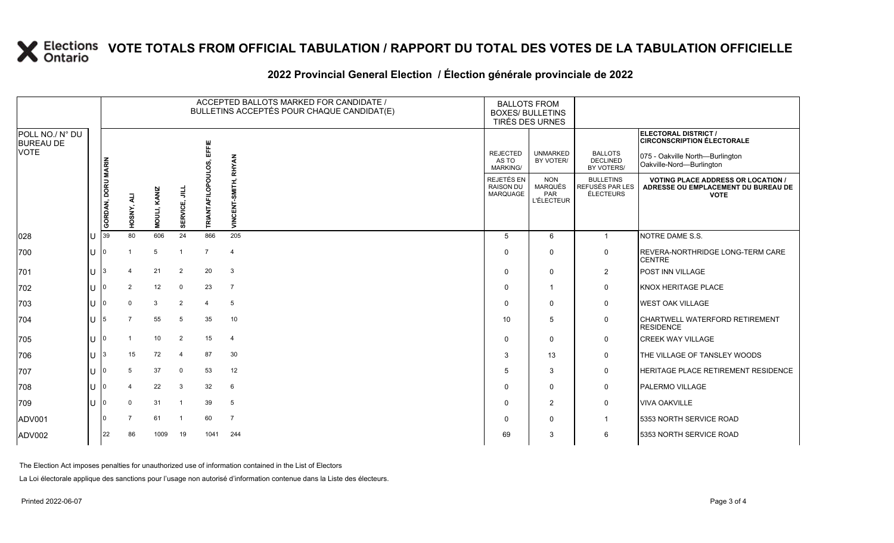# VOTE TOTALS FROM OFFICIAL TABULATION / RAPPORT DU TOTAL DES VOTES DE LA TABULATION OFFICIELLE

## 2022 Provincial General Election / Élection générale provinciale de 2022

| POLL NO./ N° DU BUREAU DE VOTE | | ACCEPTED BALLOTS MARKED FOR CANDIDATE / BULLETINS ACCEPTÉS POUR CHAQUE CANDIDAT(E) | | | | | | BALLOTS FROM BOXES/ BULLETINS TIRÉS DES URNES | | | ELECTORAL DISTRICT / CIRCONSCRIPTION ÉLECTORALE 075 - Oakville North—Burlington Oakville-Nord—Burlington |
|---|---|---|---|---|---|---|---|---|---|---|---|
| | | GORDAN, DORU MARIN | HOSNY, ALI | MOULI, KANIZ | SERVICE, JILL | TRIANTAFILOPOULOS, EFFIE | VINCENT-SMITH, RHYAN | REJECTED AS TO MARKING/ REJETÉS EN RAISON DU MARQUAGE | UNMARKED BY VOTER/ NON MARQUÉS PAR L'ÉLECTEUR | BALLOTS DECLINED BY VOTERS/ BULLETINS REFUSÉS PAR LES ÉLECTEURS | VOTING PLACE ADDRESS OR LOCATION / ADRESSE OU EMPLACEMENT DU BUREAU DE VOTE |
| 028 | U | 39 | 80 | 606 | 24 | 866 | 205 | 5 | 6 | 1 | NOTRE DAME S.S. |
| 700 | U | 0 | 1 | 5 | 1 | 7 | 4 | 0 | 0 | 0 | REVERA-NORTHRIDGE LONG-TERM CARE CENTRE |
| 701 | U | 3 | 4 | 21 | 2 | 20 | 3 | 0 | 0 | 2 | POST INN VILLAGE |
| 702 | U | 0 | 2 | 12 | 0 | 23 | 7 | 0 | 1 | 0 | KNOX HERITAGE PLACE |
| 703 | U | 0 | 0 | 3 | 2 | 4 | 5 | 0 | 0 | 0 | WEST OAK VILLAGE |
| 704 | U | 5 | 7 | 55 | 5 | 35 | 10 | 10 | 5 | 0 | CHARTWELL WATERFORD RETIREMENT RESIDENCE |
| 705 | U | 0 | 1 | 10 | 2 | 15 | 4 | 0 | 0 | 0 | CREEK WAY VILLAGE |
| 706 | U | 3 | 15 | 72 | 4 | 87 | 30 | 3 | 13 | 0 | THE VILLAGE OF TANSLEY WOODS |
| 707 | U | 0 | 5 | 37 | 0 | 53 | 12 | 5 | 3 | 0 | HERITAGE PLACE RETIREMENT RESIDENCE |
| 708 | U | 0 | 4 | 22 | 3 | 32 | 6 | 0 | 0 | 0 | PALERMO VILLAGE |
| 709 | U | 0 | 0 | 31 | 1 | 39 | 5 | 0 | 2 | 0 | VIVA OAKVILLE |
| ADV001 | | 0 | 7 | 61 | 1 | 60 | 7 | 0 | 0 | 1 | 5353 NORTH SERVICE ROAD |
| ADV002 | | 22 | 86 | 1009 | 19 | 1041 | 244 | 69 | 3 | 6 | 5353 NORTH SERVICE ROAD |

The Election Act imposes penalties for unauthorized use of information contained in the List of Electors

La Loi électorale applique des sanctions pour l'usage non autorisé d'information contenue dans la Liste des électeurs.

Printed 2022-06-07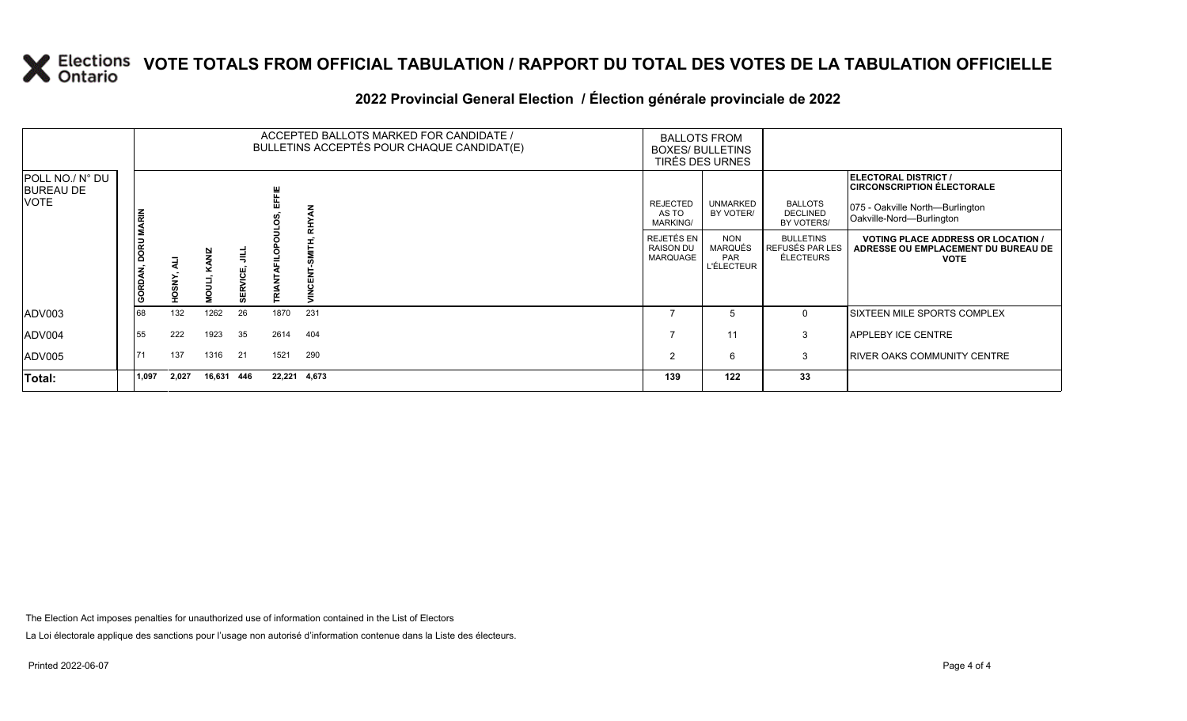# VOTE TOTALS FROM OFFICIAL TABULATION / RAPPORT DU TOTAL DES VOTES DE LA TABULATION OFFICIELLE

## 2022 Provincial General Election / Élection générale provinciale de 2022

| POLL NO./ N° DU BUREAU DE VOTE | ACCEPTED BALLOTS MARKED FOR CANDIDATE / BULLETINS ACCEPTÉS POUR CHAQUE CANDIDAT(E) | | | | | | BALLOTS FROM BOXES/ BULLETINS TIRÉS DES URNES | | | ELECTORAL DISTRICT / CIRCONSCRIPTION ÉLECTORALE<br>075 - Oakville North—Burlington<br>Oakville-Nord—Burlington |
|---|---|---|---|---|---|---|---|---|---|---|
| | GORDAN, DORU MARIN | HOSNY, ALI | MOULI, KANIZ | SERVICE, JILL | TRIANTAFILOPOULOS, EFFIE | VINCENT-SMITH, RHYAN | REJECTED AS TO MARKING/ REJETÉS EN RAISON DU MARQUAGE | UNMARKED BY VOTER/ NON MARQUÉS PAR L'ÉLECTEUR | BALLOTS DECLINED BY VOTERS/ BULLETINS REFUSÉS PAR LES ÉLECTEURS | VOTING PLACE ADDRESS OR LOCATION / ADRESSE OU EMPLACEMENT DU BUREAU DE VOTE |
| ADV003 | 68 | 132 | 1262 | 26 | 1870 | 231 | 7 | 5 | 0 | SIXTEEN MILE SPORTS COMPLEX |
| ADV004 | 55 | 222 | 1923 | 35 | 2614 | 404 | 7 | 11 | 3 | APPLEBY ICE CENTRE |
| ADV005 | 71 | 137 | 1316 | 21 | 1521 | 290 | 2 | 6 | 3 | RIVER OAKS COMMUNITY CENTRE |
| **Total:** | **1,097** | **2,027** | **16,631** | **446** | **22,221** | **4,673** | **139** | **122** | **33** | |

The Election Act imposes penalties for unauthorized use of information contained in the List of Electors

La Loi électorale applique des sanctions pour l'usage non autorisé d'information contenue dans la Liste des électeurs.

Printed 2022-06-07